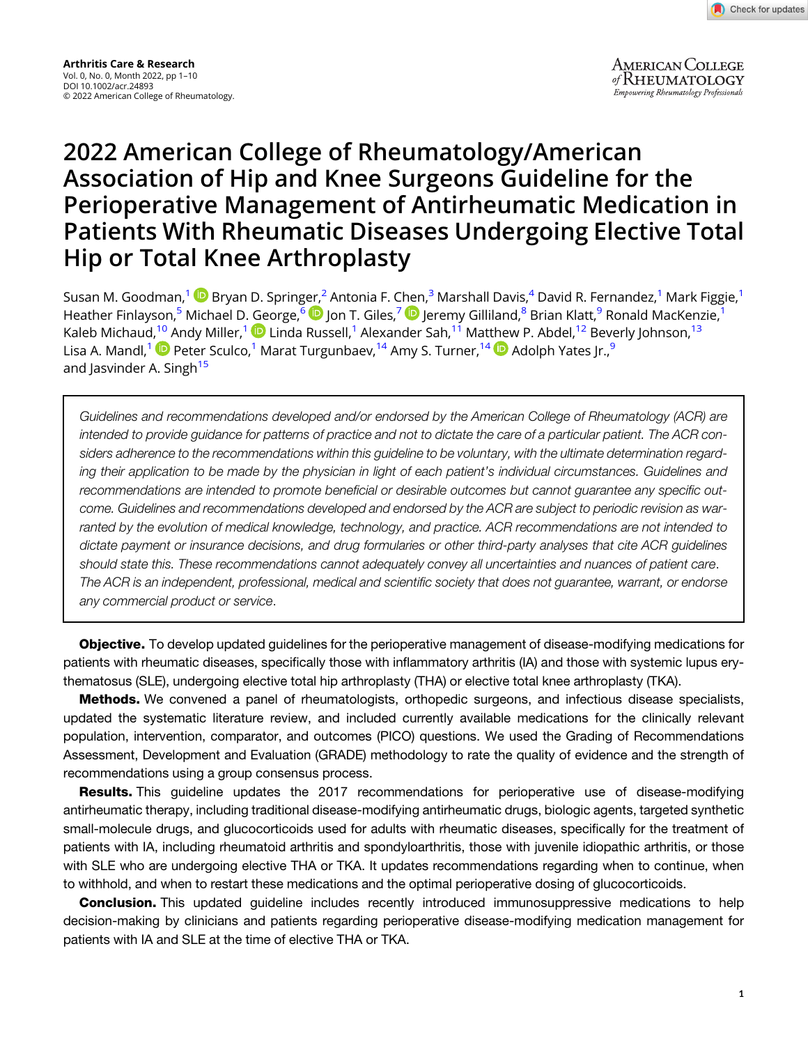# 2022 American College of Rheumatology/American Association of Hip and Knee Surgeons Guideline for the Perioperative Management of Antirheumatic Medication in Patients With Rheumatic Diseases Undergoing Elective Total Hip or Total Knee Arthroplasty

Susan M. Goodman,[1] Bryan D. Springer,[2] Antonia F. Chen,[3] Marshall Davis,[4] David R. Fernandez,[1] Mark Figgie,[1] Heather Finlayson,[5] Michael D. George,[6] Jon T. Giles,[7] Jeremy Gilliland,[8] Brian Klatt,[9] Ronald MacKenzie,[1] Kaleb Michaud,[10] Andy Miller,[1] Linda Russell,[1] Alexander Sah,[11] Matthew P. Abdel,[12] Beverly Johnson,[13] Lisa A. Mandl,[1] Peter Sculco,[1] Marat Turgunbaev,[14] Amy S. Turner,[14] Adolph Yates Jr.,[9] and Jasvinder A. Singh[15]

> *Guidelines and recommendations developed and/or endorsed by the American College of Rheumatology (ACR) are intended to provide guidance for patterns of practice and not to dictate the care of a particular patient. The ACR considers adherence to the recommendations within this guideline to be voluntary, with the ultimate determination regarding their application to be made by the physician in light of each patient's individual circumstances. Guidelines and recommendations are intended to promote beneficial or desirable outcomes but cannot guarantee any specific outcome. Guidelines and recommendations developed and endorsed by the ACR are subject to periodic revision as warranted by the evolution of medical knowledge, technology, and practice. ACR recommendations are not intended to dictate payment or insurance decisions, and drug formularies or other third-party analyses that cite ACR guidelines should state this. These recommendations cannot adequately convey all uncertainties and nuances of patient care. The ACR is an independent, professional, medical and scientific society that does not guarantee, warrant, or endorse any commercial product or service.*

**Objective.** To develop updated guidelines for the perioperative management of disease-modifying medications for patients with rheumatic diseases, specifically those with inflammatory arthritis (IA) and those with systemic lupus erythematosus (SLE), undergoing elective total hip arthroplasty (THA) or elective total knee arthroplasty (TKA).

**Methods.** We convened a panel of rheumatologists, orthopedic surgeons, and infectious disease specialists, updated the systematic literature review, and included currently available medications for the clinically relevant population, intervention, comparator, and outcomes (PICO) questions. We used the Grading of Recommendations Assessment, Development and Evaluation (GRADE) methodology to rate the quality of evidence and the strength of recommendations using a group consensus process.

**Results.** This guideline updates the 2017 recommendations for perioperative use of disease-modifying antirheumatic therapy, including traditional disease-modifying antirheumatic drugs, biologic agents, targeted synthetic small-molecule drugs, and glucocorticoids used for adults with rheumatic diseases, specifically for the treatment of patients with IA, including rheumatoid arthritis and spondyloarthritis, those with juvenile idiopathic arthritis, or those with SLE who are undergoing elective THA or TKA. It updates recommendations regarding when to continue, when to withhold, and when to restart these medications and the optimal perioperative dosing of glucocorticoids.

**Conclusion.** This updated guideline includes recently introduced immunosuppressive medications to help decision-making by clinicians and patients regarding perioperative disease-modifying medication management for patients with IA and SLE at the time of elective THA or TKA.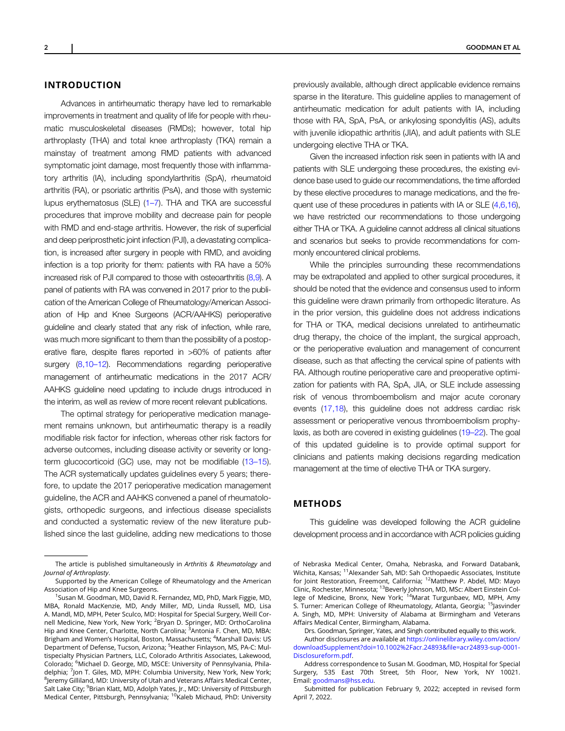## INTRODUCTION

Advances in antirheumatic therapy have led to remarkable improvements in treatment and quality of life for people with rheumatic musculoskeletal diseases (RMDs); however, total hip arthroplasty (THA) and total knee arthroplasty (TKA) remain a mainstay of treatment among RMD patients with advanced symptomatic joint damage, most frequently those with inflammatory arthritis (IA), including spondylarthritis (SpA), rheumatoid arthritis (RA), or psoriatic arthritis (PsA), and those with systemic lupus erythematosus (SLE) (1–7). THA and TKA are successful procedures that improve mobility and decrease pain for people with RMD and end-stage arthritis. However, the risk of superficial and deep periprosthetic joint infection (PJI), a devastating complication, is increased after surgery in people with RMD, and avoiding infection is a top priority for them: patients with RA have a 50% increased risk of PJI compared to those with osteoarthritis (8,9). A panel of patients with RA was convened in 2017 prior to the publication of the American College of Rheumatology/American Association of Hip and Knee Surgeons (ACR/AAHKS) perioperative guideline and clearly stated that any risk of infection, while rare, was much more significant to them than the possibility of a postoperative flare, despite flares reported in >60% of patients after surgery (8,10–12). Recommendations regarding perioperative management of antirheumatic medications in the 2017 ACR/AAHKS guideline need updating to include drugs introduced in the interim, as well as review of more recent relevant publications.

The optimal strategy for perioperative medication management remains unknown, but antirheumatic therapy is a readily modifiable risk factor for infection, whereas other risk factors for adverse outcomes, including disease activity or severity or long-term glucocorticoid (GC) use, may not be modifiable (13–15). The ACR systematically updates guidelines every 5 years; therefore, to update the 2017 perioperative medication management guideline, the ACR and AAHKS convened a panel of rheumatologists, orthopedic surgeons, and infectious disease specialists and conducted a systematic review of the new literature published since the last guideline, adding new medications to those previously available, although direct applicable evidence remains sparse in the literature. This guideline applies to management of antirheumatic medication for adult patients with IA, including those with RA, SpA, PsA, or ankylosing spondylitis (AS), adults with juvenile idiopathic arthritis (JIA), and adult patients with SLE undergoing elective THA or TKA.

Given the increased infection risk seen in patients with IA and patients with SLE undergoing these procedures, the existing evidence base used to guide our recommendations, the time afforded by these elective procedures to manage medications, and the frequent use of these procedures in patients with IA or SLE (4,6,16), we have restricted our recommendations to those undergoing either THA or TKA. A guideline cannot address all clinical situations and scenarios but seeks to provide recommendations for commonly encountered clinical problems.

While the principles surrounding these recommendations may be extrapolated and applied to other surgical procedures, it should be noted that the evidence and consensus used to inform this guideline were drawn primarily from orthopedic literature. As in the prior version, this guideline does not address indications for THA or TKA, medical decisions unrelated to antirheumatic drug therapy, the choice of the implant, the surgical approach, or the perioperative evaluation and management of concurrent disease, such as that affecting the cervical spine of patients with RA. Although routine perioperative care and preoperative optimization for patients with RA, SpA, JIA, or SLE include assessing risk of venous thromboembolism and major acute coronary events (17,18), this guideline does not address cardiac risk assessment or perioperative venous thromboembolism prophylaxis, as both are covered in existing guidelines (19–22). The goal of this updated guideline is to provide optimal support for clinicians and patients making decisions regarding medication management at the time of elective THA or TKA surgery.

## METHODS

This guideline was developed following the ACR guideline development process and in accordance with ACR policies guiding

---

The article is published simultaneously in *Arthritis & Rheumatology* and *Journal of Arthroplasty*.

Supported by the American College of Rheumatology and the American Association of Hip and Knee Surgeons.

[1]Susan M. Goodman, MD, David R. Fernandez, MD, PhD, Mark Figgie, MD, MBA, Ronald MacKenzie, MD, Andy Miller, MD, Linda Russell, MD, Lisa A. Mandl, MD, MPH, Peter Sculco, MD: Hospital for Special Surgery, Weill Cornell Medicine, New York, New York; [2]Bryan D. Springer, MD: OrthoCarolina Hip and Knee Center, Charlotte, North Carolina; [3]Antonia F. Chen, MD, MBA: Brigham and Women's Hospital, Boston, Massachusetts; [4]Marshall Davis: US Department of Defense, Tucson, Arizona; [5]Heather Finlayson, MS, PA-C: Multispecialty Physician Partners, LLC, Colorado Arthritis Associates, Lakewood, Colorado; [6]Michael D. George, MD, MSCE: University of Pennsylvania, Philadelphia; [7]Jon T. Giles, MD, MPH: Columbia University, New York, New York; [8]Jeremy Gilliland, MD: University of Utah and Veterans Affairs Medical Center, Salt Lake City; [9]Brian Klatt, MD, Adolph Yates, Jr., MD: University of Pittsburgh Medical Center, Pittsburgh, Pennsylvania; [10]Kaleb Michaud, PhD: University of Nebraska Medical Center, Omaha, Nebraska, and Forward Databank, Wichita, Kansas; [11]Alexander Sah, MD: Sah Orthopaedic Associates, Institute for Joint Restoration, Freemont, California; [12]Matthew P. Abdel, MD: Mayo Clinic, Rochester, Minnesota; [13]Beverly Johnson, MD, MSc: Albert Einstein College of Medicine, Bronx, New York; [14]Marat Turgunbaev, MD, MPH, Amy S. Turner: American College of Rheumatology, Atlanta, Georgia; [15]Jasvinder A. Singh, MD, MPH: University of Alabama at Birmingham and Veterans Affairs Medical Center, Birmingham, Alabama.

Drs. Goodman, Springer, Yates, and Singh contributed equally to this work.

Author disclosures are available at https://onlinelibrary.wiley.com/action/downloadSupplement?doi=10.1002%2Facr.24893&file=acr24893-sup-0001-Disclosureform.pdf.

Address correspondence to Susan M. Goodman, MD, Hospital for Special Surgery, 535 East 70th Street, 5th Floor, New York, NY 10021. Email: goodmans@hss.edu.

Submitted for publication February 9, 2022; accepted in revised form April 7, 2022.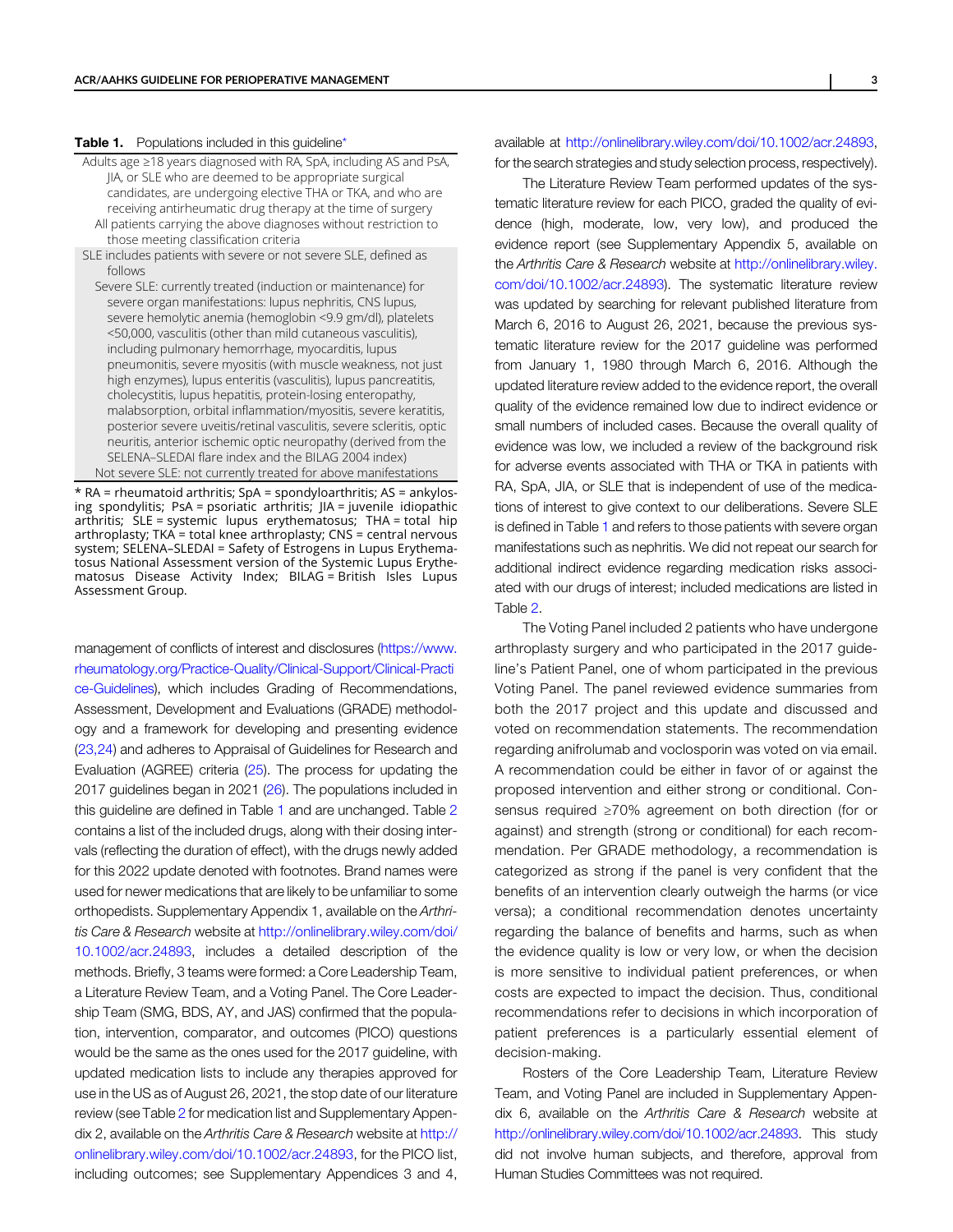**Table 1.** Populations included in this guideline*

| |
|---|
| Adults age ≥18 years diagnosed with RA, SpA, including AS and PsA, JIA, or SLE who are deemed to be appropriate surgical candidates, are undergoing elective THA or TKA, and who are receiving antirheumatic drug therapy at the time of surgery |
| All patients carrying the above diagnoses without restriction to those meeting classification criteria |
| SLE includes patients with severe or not severe SLE, defined as follows |
| Severe SLE: currently treated (induction or maintenance) for severe organ manifestations: lupus nephritis, CNS lupus, severe hemolytic anemia (hemoglobin <9.9 gm/dl), platelets <50,000, vasculitis (other than mild cutaneous vasculitis), including pulmonary hemorrhage, myocarditis, lupus pneumonitis, severe myositis (with muscle weakness, not just high enzymes), lupus enteritis (vasculitis), lupus pancreatitis, cholecystitis, lupus hepatitis, protein-losing enteropathy, malabsorption, orbital inflammation/myositis, severe keratitis, posterior severe uveitis/retinal vasculitis, severe scleritis, optic neuritis, anterior ischemic optic neuropathy (derived from the SELENA–SLEDAI flare index and the BILAG 2004 index) |
| Not severe SLE: not currently treated for above manifestations |

\* RA = rheumatoid arthritis; SpA = spondyloarthritis; AS = ankylosing spondylitis; PsA = psoriatic arthritis; JIA = juvenile idiopathic arthritis; SLE = systemic lupus erythematosus; THA = total hip arthroplasty; TKA = total knee arthroplasty; CNS = central nervous system; SELENA–SLEDAI = Safety of Estrogens in Lupus Erythematosus National Assessment version of the Systemic Lupus Erythematosus Disease Activity Index; BILAG = British Isles Lupus Assessment Group.

management of conflicts of interest and disclosures (https://www.rheumatology.org/Practice-Quality/Clinical-Support/Clinical-Practice-Guidelines), which includes Grading of Recommendations, Assessment, Development and Evaluations (GRADE) methodology and a framework for developing and presenting evidence (23,24) and adheres to Appraisal of Guidelines for Research and Evaluation (AGREE) criteria (25). The process for updating the 2017 guidelines began in 2021 (26). The populations included in this guideline are defined in Table 1 and are unchanged. Table 2 contains a list of the included drugs, along with their dosing intervals (reflecting the duration of effect), with the drugs newly added for this 2022 update denoted with footnotes. Brand names were used for newer medications that are likely to be unfamiliar to some orthopedists. Supplementary Appendix 1, available on the *Arthritis Care & Research* website at http://onlinelibrary.wiley.com/doi/10.1002/acr.24893, includes a detailed description of the methods. Briefly, 3 teams were formed: a Core Leadership Team, a Literature Review Team, and a Voting Panel. The Core Leadership Team (SMG, BDS, AY, and JAS) confirmed that the population, intervention, comparator, and outcomes (PICO) questions would be the same as the ones used for the 2017 guideline, with updated medication lists to include any therapies approved for use in the US as of August 26, 2021, the stop date of our literature review (see Table 2 for medication list and Supplementary Appendix 2, available on the *Arthritis Care & Research* website at http://onlinelibrary.wiley.com/doi/10.1002/acr.24893, for the PICO list, including outcomes; see Supplementary Appendices 3 and 4, available at http://onlinelibrary.wiley.com/doi/10.1002/acr.24893, for the search strategies and study selection process, respectively).

The Literature Review Team performed updates of the systematic literature review for each PICO, graded the quality of evidence (high, moderate, low, very low), and produced the evidence report (see Supplementary Appendix 5, available on the *Arthritis Care & Research* website at http://onlinelibrary.wiley.com/doi/10.1002/acr.24893). The systematic literature review was updated by searching for relevant published literature from March 6, 2016 to August 26, 2021, because the previous systematic literature review for the 2017 guideline was performed from January 1, 1980 through March 6, 2016. Although the updated literature review added to the evidence report, the overall quality of the evidence remained low due to indirect evidence or small numbers of included cases. Because the overall quality of evidence was low, we included a review of the background risk for adverse events associated with THA or TKA in patients with RA, SpA, JIA, or SLE that is independent of use of the medications of interest to give context to our deliberations. Severe SLE is defined in Table 1 and refers to those patients with severe organ manifestations such as nephritis. We did not repeat our search for additional indirect evidence regarding medication risks associated with our drugs of interest; included medications are listed in Table 2.

The Voting Panel included 2 patients who have undergone arthroplasty surgery and who participated in the 2017 guideline's Patient Panel, one of whom participated in the previous Voting Panel. The panel reviewed evidence summaries from both the 2017 project and this update and discussed and voted on recommendation statements. The recommendation regarding anifrolumab and voclosporin was voted on via email. A recommendation could be either in favor of or against the proposed intervention and either strong or conditional. Consensus required ≥70% agreement on both direction (for or against) and strength (strong or conditional) for each recommendation. Per GRADE methodology, a recommendation is categorized as strong if the panel is very confident that the benefits of an intervention clearly outweigh the harms (or vice versa); a conditional recommendation denotes uncertainty regarding the balance of benefits and harms, such as when the evidence quality is low or very low, or when the decision is more sensitive to individual patient preferences, or when costs are expected to impact the decision. Thus, conditional recommendations refer to decisions in which incorporation of patient preferences is a particularly essential element of decision-making.

Rosters of the Core Leadership Team, Literature Review Team, and Voting Panel are included in Supplementary Appendix 6, available on the *Arthritis Care & Research* website at http://onlinelibrary.wiley.com/doi/10.1002/acr.24893. This study did not involve human subjects, and therefore, approval from Human Studies Committees was not required.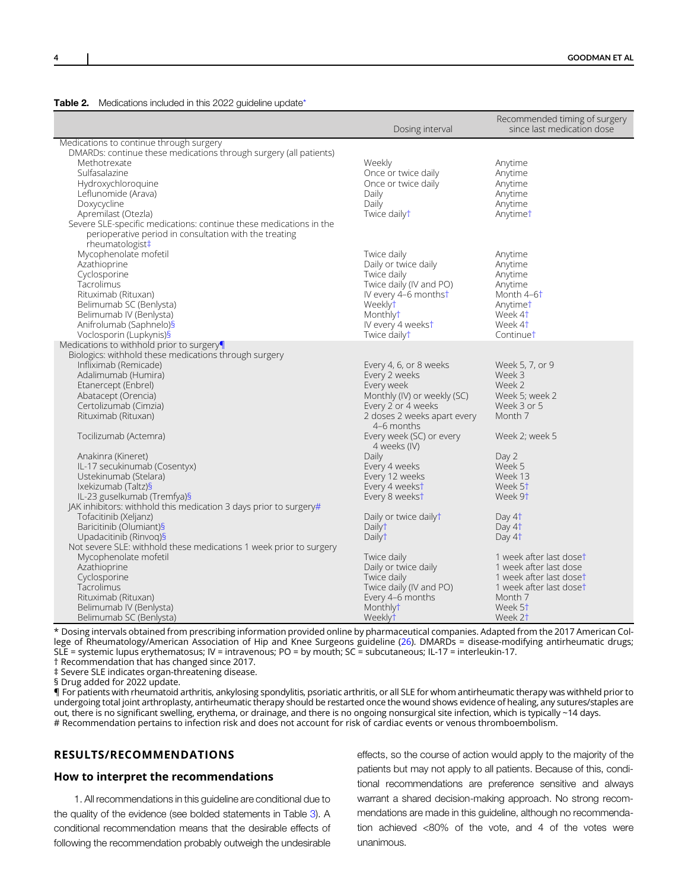**Table 2.** Medications included in this 2022 guideline update*

| | Dosing interval | Recommended timing of surgery since last medication dose |
|---|---|---|
| Medications to continue through surgery | | |
| DMARDs: continue these medications through surgery (all patients) | | |
| Methotrexate | Weekly | Anytime |
| Sulfasalazine | Once or twice daily | Anytime |
| Hydroxychloroquine | Once or twice daily | Anytime |
| Leflunomide (Arava) | Daily | Anytime |
| Doxycycline | Daily | Anytime |
| Apremilast (Otezla) | Twice daily† | Anytime† |
| Severe SLE-specific medications: continue these medications in the perioperative period in consultation with the treating rheumatologist‡ | | |
| Mycophenolate mofetil | Twice daily | Anytime |
| Azathioprine | Daily or twice daily | Anytime |
| Cyclosporine | Twice daily | Anytime |
| Tacrolimus | Twice daily (IV and PO) | Anytime |
| Rituximab (Rituxan) | IV every 4–6 months† | Month 4–6† |
| Belimumab SC (Benlysta) | Weekly† | Anytime† |
| Belimumab IV (Benlysta) | Monthly† | Week 4† |
| Anifrolumab (Saphnelo)§ | IV every 4 weeks† | Week 4† |
| Voclosporin (Lupkynis)§ | Twice daily† | Continue† |
| Medications to withhold prior to surgery¶ | | |
| Biologics: withhold these medications through surgery | | |
| Infliximab (Remicade) | Every 4, 6, or 8 weeks | Week 5, 7, or 9 |
| Adalimumab (Humira) | Every 2 weeks | Week 3 |
| Etanercept (Enbrel) | Every week | Week 2 |
| Abatacept (Orencia) | Monthly (IV) or weekly (SC) | Week 5; week 2 |
| Certolizumab (Cimzia) | Every 2 or 4 weeks | Week 3 or 5 |
| Rituximab (Rituxan) | 2 doses 2 weeks apart every 4–6 months | Month 7 |
| Tocilizumab (Actemra) | Every week (SC) or every 4 weeks (IV) | Week 2; week 5 |
| Anakinra (Kineret) | Daily | Day 2 |
| IL-17 secukinumab (Cosentyx) | Every 4 weeks | Week 5 |
| Ustekinumab (Stelara) | Every 12 weeks | Week 13 |
| Ixekizumab (Taltz)§ | Every 4 weeks† | Week 5† |
| IL-23 guselkumab (Tremfya)§ | Every 8 weeks† | Week 9† |
| JAK inhibitors: withhold this medication 3 days prior to surgery# | | |
| Tofacitinib (Xeljanz) | Daily or twice daily† | Day 4† |
| Baricitinib (Olumiant)§ | Daily† | Day 4† |
| Upadacitinib (Rinvoq)§ | Daily† | Day 4† |
| Not severe SLE: withhold these medications 1 week prior to surgery | | |
| Mycophenolate mofetil | Twice daily | 1 week after last dose† |
| Azathioprine | Daily or twice daily | 1 week after last dose |
| Cyclosporine | Twice daily | 1 week after last dose† |
| Tacrolimus | Twice daily (IV and PO) | 1 week after last dose† |
| Rituximab (Rituxan) | Every 4–6 months | Month 7 |
| Belimumab IV (Benlysta) | Monthly† | Week 5† |
| Belimumab SC (Benlysta) | Weekly† | Week 2† |

\* Dosing intervals obtained from prescribing information provided online by pharmaceutical companies. Adapted from the 2017 American College of Rheumatology/American Association of Hip and Knee Surgeons guideline (26). DMARDs = disease-modifying antirheumatic drugs; SLE = systemic lupus erythematosus; IV = intravenous; PO = by mouth; SC = subcutaneous; IL-17 = interleukin-17.
† Recommendation that has changed since 2017.
‡ Severe SLE indicates organ-threatening disease.
§ Drug added for 2022 update.
¶ For patients with rheumatoid arthritis, ankylosing spondylitis, psoriatic arthritis, or all SLE for whom antirheumatic therapy was withheld prior to undergoing total joint arthroplasty, antirheumatic therapy should be restarted once the wound shows evidence of healing, any sutures/staples are out, there is no significant swelling, erythema, or drainage, and there is no ongoing nonsurgical site infection, which is typically ~14 days.
# Recommendation pertains to infection risk and does not account for risk of cardiac events or venous thromboembolism.

## RESULTS/RECOMMENDATIONS

### How to interpret the recommendations

1. All recommendations in this guideline are conditional due to the quality of the evidence (see bolded statements in Table 3). A conditional recommendation means that the desirable effects of following the recommendation probably outweigh the undesirable effects, so the course of action would apply to the majority of the patients but may not apply to all patients. Because of this, conditional recommendations are preference sensitive and always warrant a shared decision-making approach. No strong recommendations are made in this guideline, although no recommendation achieved <80% of the vote, and 4 of the votes were unanimous.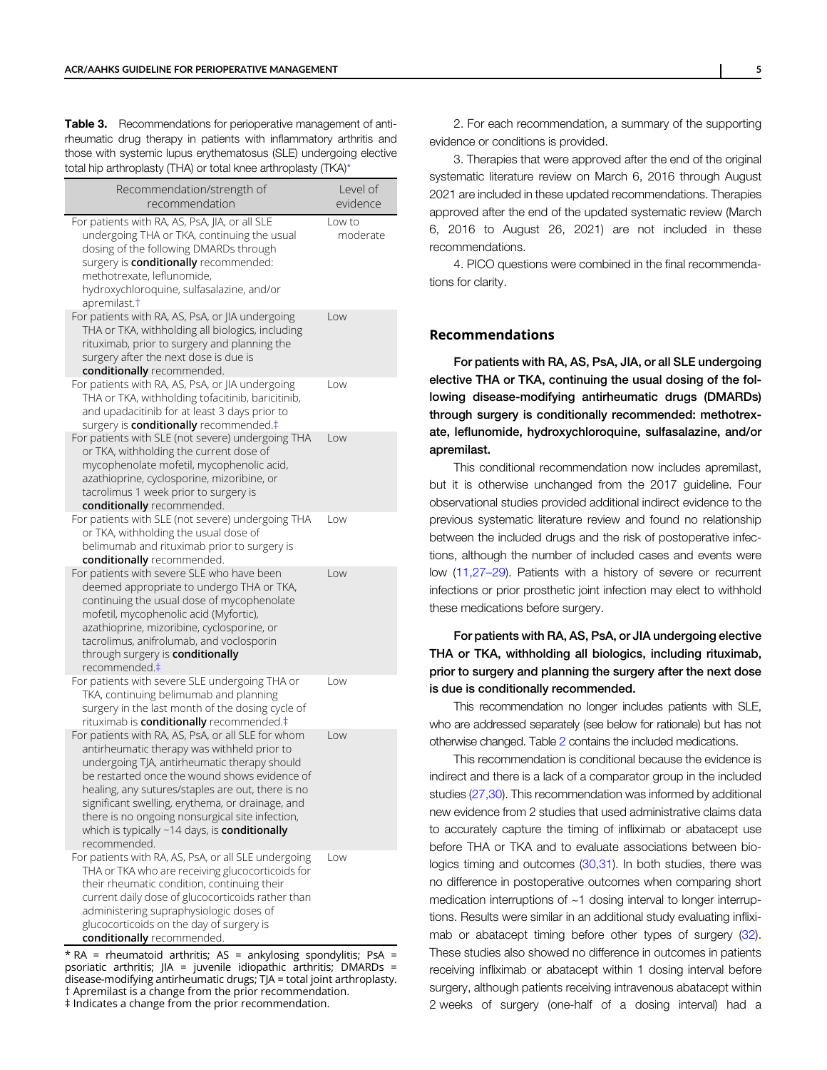**Table 3.** Recommendations for perioperative management of antirheumatic drug therapy in patients with inflammatory arthritis and those with systemic lupus erythematosus (SLE) undergoing elective total hip arthroplasty (THA) or total knee arthroplasty (TKA)*

| Recommendation/strength of recommendation | Level of evidence |
|---|---|
| For patients with RA, AS, PsA, JIA, or all SLE undergoing THA or TKA, continuing the usual dosing of the following DMARDs through surgery is **conditionally** recommended: methotrexate, leflunomide, hydroxychloroquine, sulfasalazine, and/or apremilast.† | Low to moderate |
| For patients with RA, AS, PsA, or JIA undergoing THA or TKA, withholding all biologics, including rituximab, prior to surgery and planning the surgery after the next dose is due is **conditionally** recommended. | Low |
| For patients with RA, AS, PsA, or JIA undergoing THA or TKA, withholding tofacitinib, baricitinib, and upadacitinib for at least 3 days prior to surgery is **conditionally** recommended.‡ | Low |
| For patients with SLE (not severe) undergoing THA or TKA, withholding the current dose of mycophenolate mofetil, mycophenolic acid, azathioprine, cyclosporine, mizoribine, or tacrolimus 1 week prior to surgery is **conditionally** recommended. | Low |
| For patients with SLE (not severe) undergoing THA or TKA, withholding the usual dose of belimumab and rituximab prior to surgery is **conditionally** recommended. | Low |
| For patients with severe SLE who have been deemed appropriate to undergo THA or TKA, continuing the usual dose of mycophenolate mofetil, mycophenolic acid (Myfortic), azathioprine, mizoribine, cyclosporine, or tacrolimus, anifrolumab, and voclosporin through surgery is **conditionally** recommended.‡ | Low |
| For patients with severe SLE undergoing THA or TKA, continuing belimumab and planning surgery in the last month of the dosing cycle of rituximab is **conditionally** recommended.‡ | Low |
| For patients with RA, AS, PsA, or all SLE for whom antirheumatic therapy was withheld prior to undergoing TJA, antirheumatic therapy should be restarted once the wound shows evidence of healing, any sutures/staples are out, there is no significant swelling, erythema, or drainage, and there is no ongoing nonsurgical site infection, which is typically ~14 days, is **conditionally** recommended. | Low |
| For patients with RA, AS, PsA, or all SLE undergoing THA or TKA who are receiving glucocorticoids for their rheumatic condition, continuing their current daily dose of glucocorticoids rather than administering supraphysiologic doses of glucocorticoids on the day of surgery is **conditionally** recommended. | Low |

* RA = rheumatoid arthritis; AS = ankylosing spondylitis; PsA = psoriatic arthritis; JIA = juvenile idiopathic arthritis; DMARDs = disease-modifying antirheumatic drugs; TJA = total joint arthroplasty.
† Apremilast is a change from the prior recommendation.
‡ Indicates a change from the prior recommendation.

2. For each recommendation, a summary of the supporting evidence or conditions is provided.

3. Therapies that were approved after the end of the original systematic literature review on March 6, 2016 through August 2021 are included in these updated recommendations. Therapies approved after the end of the updated systematic review (March 6, 2016 to August 26, 2021) are not included in these recommendations.

4. PICO questions were combined in the final recommendations for clarity.

## Recommendations

**For patients with RA, AS, PsA, JIA, or all SLE undergoing elective THA or TKA, continuing the usual dosing of the following disease-modifying antirheumatic drugs (DMARDs) through surgery is conditionally recommended: methotrexate, leflunomide, hydroxychloroquine, sulfasalazine, and/or apremilast.**

This conditional recommendation now includes apremilast, but it is otherwise unchanged from the 2017 guideline. Four observational studies provided additional indirect evidence to the previous systematic literature review and found no relationship between the included drugs and the risk of postoperative infections, although the number of included cases and events were low (11,27–29). Patients with a history of severe or recurrent infections or prior prosthetic joint infection may elect to withhold these medications before surgery.

**For patients with RA, AS, PsA, or JIA undergoing elective THA or TKA, withholding all biologics, including rituximab, prior to surgery and planning the surgery after the next dose is due is conditionally recommended.**

This recommendation no longer includes patients with SLE, who are addressed separately (see below for rationale) but has not otherwise changed. Table 2 contains the included medications.

This recommendation is conditional because the evidence is indirect and there is a lack of a comparator group in the included studies (27,30). This recommendation was informed by additional new evidence from 2 studies that used administrative claims data to accurately capture the timing of infliximab or abatacept use before THA or TKA and to evaluate associations between biologics timing and outcomes (30,31). In both studies, there was no difference in postoperative outcomes when comparing short medication interruptions of ~1 dosing interval to longer interruptions. Results were similar in an additional study evaluating infliximab or abatacept timing before other types of surgery (32). These studies also showed no difference in outcomes in patients receiving infliximab or abatacept within 1 dosing interval before surgery, although patients receiving intravenous abatacept within 2 weeks of surgery (one-half of a dosing interval) had a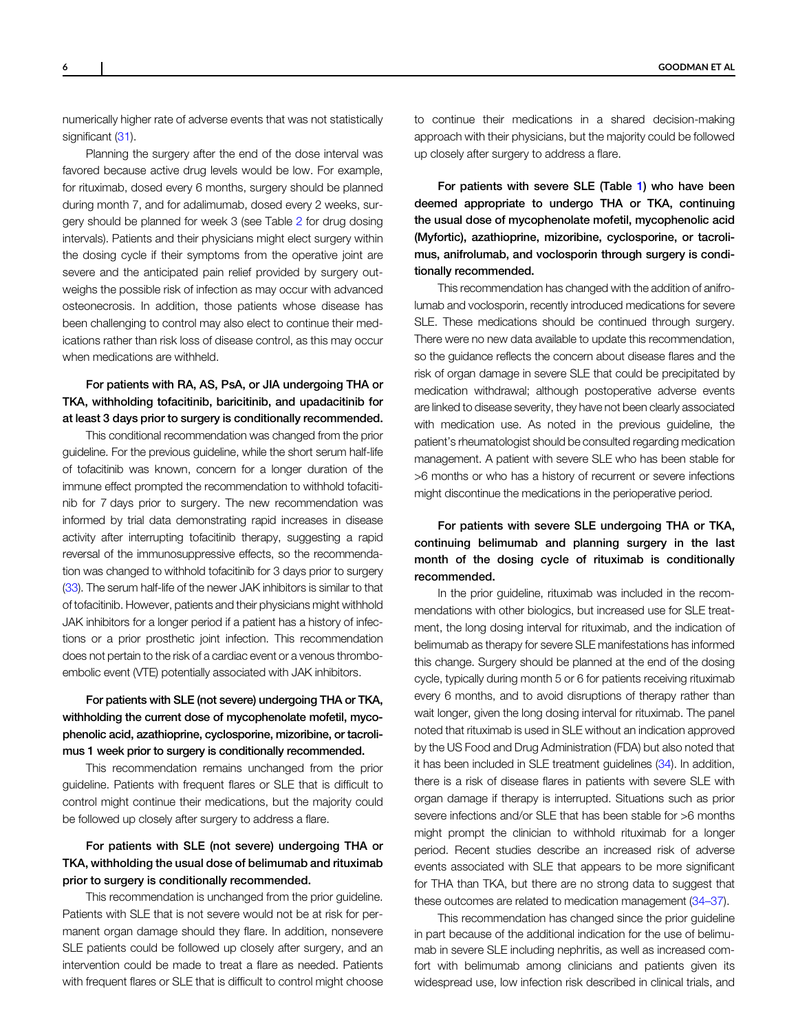numerically higher rate of adverse events that was not statistically significant (31).

Planning the surgery after the end of the dose interval was favored because active drug levels would be low. For example, for rituximab, dosed every 6 months, surgery should be planned during month 7, and for adalimumab, dosed every 2 weeks, surgery should be planned for week 3 (see Table 2 for drug dosing intervals). Patients and their physicians might elect surgery within the dosing cycle if their symptoms from the operative joint are severe and the anticipated pain relief provided by surgery outweighs the possible risk of infection as may occur with advanced osteonecrosis. In addition, those patients whose disease has been challenging to control may also elect to continue their medications rather than risk loss of disease control, as this may occur when medications are withheld.

**For patients with RA, AS, PsA, or JIA undergoing THA or TKA, withholding tofacitinib, baricitinib, and upadacitinib for at least 3 days prior to surgery is conditionally recommended.**

This conditional recommendation was changed from the prior guideline. For the previous guideline, while the short serum half-life of tofacitinib was known, concern for a longer duration of the immune effect prompted the recommendation to withhold tofacitinib for 7 days prior to surgery. The new recommendation was informed by trial data demonstrating rapid increases in disease activity after interrupting tofacitinib therapy, suggesting a rapid reversal of the immunosuppressive effects, so the recommendation was changed to withhold tofacitinib for 3 days prior to surgery (33). The serum half-life of the newer JAK inhibitors is similar to that of tofacitinib. However, patients and their physicians might withhold JAK inhibitors for a longer period if a patient has a history of infections or a prior prosthetic joint infection. This recommendation does not pertain to the risk of a cardiac event or a venous thromboembolic event (VTE) potentially associated with JAK inhibitors.

**For patients with SLE (not severe) undergoing THA or TKA, withholding the current dose of mycophenolate mofetil, mycophenolic acid, azathioprine, cyclosporine, mizoribine, or tacrolimus 1 week prior to surgery is conditionally recommended.**

This recommendation remains unchanged from the prior guideline. Patients with frequent flares or SLE that is difficult to control might continue their medications, but the majority could be followed up closely after surgery to address a flare.

**For patients with SLE (not severe) undergoing THA or TKA, withholding the usual dose of belimumab and rituximab prior to surgery is conditionally recommended.**

This recommendation is unchanged from the prior guideline. Patients with SLE that is not severe would not be at risk for permanent organ damage should they flare. In addition, nonsevere SLE patients could be followed up closely after surgery, and an intervention could be made to treat a flare as needed. Patients with frequent flares or SLE that is difficult to control might choose to continue their medications in a shared decision-making approach with their physicians, but the majority could be followed up closely after surgery to address a flare.

**For patients with severe SLE (Table 1) who have been deemed appropriate to undergo THA or TKA, continuing the usual dose of mycophenolate mofetil, mycophenolic acid (Myfortic), azathioprine, mizoribine, cyclosporine, or tacrolimus, anifrolumab, and voclosporin through surgery is conditionally recommended.**

This recommendation has changed with the addition of anifrolumab and voclosporin, recently introduced medications for severe SLE. These medications should be continued through surgery. There were no new data available to update this recommendation, so the guidance reflects the concern about disease flares and the risk of organ damage in severe SLE that could be precipitated by medication withdrawal; although postoperative adverse events are linked to disease severity, they have not been clearly associated with medication use. As noted in the previous guideline, the patient's rheumatologist should be consulted regarding medication management. A patient with severe SLE who has been stable for >6 months or who has a history of recurrent or severe infections might discontinue the medications in the perioperative period.

**For patients with severe SLE undergoing THA or TKA, continuing belimumab and planning surgery in the last month of the dosing cycle of rituximab is conditionally recommended.**

In the prior guideline, rituximab was included in the recommendations with other biologics, but increased use for SLE treatment, the long dosing interval for rituximab, and the indication of belimumab as therapy for severe SLE manifestations has informed this change. Surgery should be planned at the end of the dosing cycle, typically during month 5 or 6 for patients receiving rituximab every 6 months, and to avoid disruptions of therapy rather than wait longer, given the long dosing interval for rituximab. The panel noted that rituximab is used in SLE without an indication approved by the US Food and Drug Administration (FDA) but also noted that it has been included in SLE treatment guidelines (34). In addition, there is a risk of disease flares in patients with severe SLE with organ damage if therapy is interrupted. Situations such as prior severe infections and/or SLE that has been stable for >6 months might prompt the clinician to withhold rituximab for a longer period. Recent studies describe an increased risk of adverse events associated with SLE that appears to be more significant for THA than TKA, but there are no strong data to suggest that these outcomes are related to medication management (34–37).

This recommendation has changed since the prior guideline in part because of the additional indication for the use of belimumab in severe SLE including nephritis, as well as increased comfort with belimumab among clinicians and patients given its widespread use, low infection risk described in clinical trials, and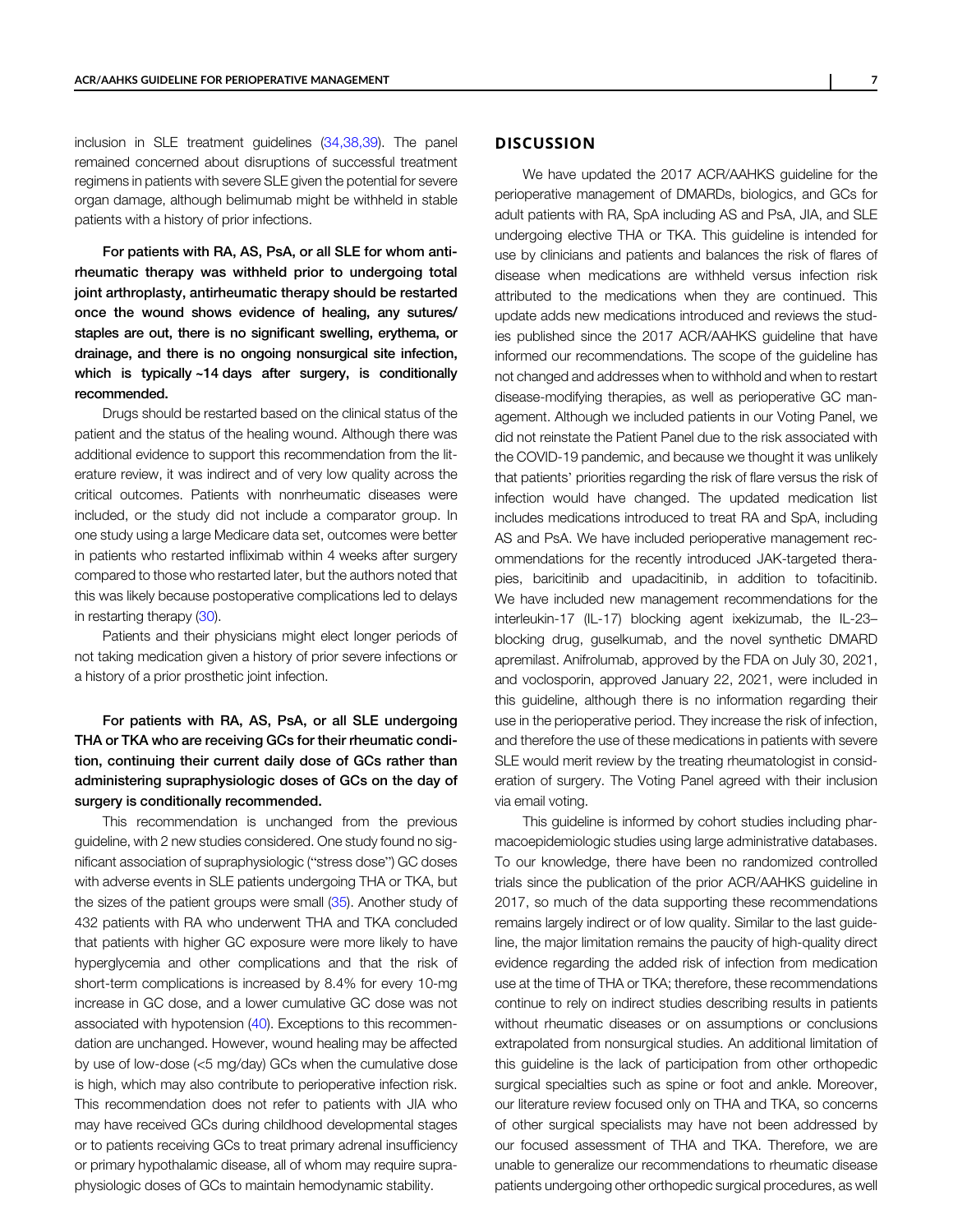inclusion in SLE treatment guidelines (34,38,39). The panel remained concerned about disruptions of successful treatment regimens in patients with severe SLE given the potential for severe organ damage, although belimumab might be withheld in stable patients with a history of prior infections.

**For patients with RA, AS, PsA, or all SLE for whom antirheumatic therapy was withheld prior to undergoing total joint arthroplasty, antirheumatic therapy should be restarted once the wound shows evidence of healing, any sutures/staples are out, there is no significant swelling, erythema, or drainage, and there is no ongoing nonsurgical site infection, which is typically ~14 days after surgery, is conditionally recommended.**

Drugs should be restarted based on the clinical status of the patient and the status of the healing wound. Although there was additional evidence to support this recommendation from the literature review, it was indirect and of very low quality across the critical outcomes. Patients with nonrheumatic diseases were included, or the study did not include a comparator group. In one study using a large Medicare data set, outcomes were better in patients who restarted infliximab within 4 weeks after surgery compared to those who restarted later, but the authors noted that this was likely because postoperative complications led to delays in restarting therapy (30).

Patients and their physicians might elect longer periods of not taking medication given a history of prior severe infections or a history of a prior prosthetic joint infection.

**For patients with RA, AS, PsA, or all SLE undergoing THA or TKA who are receiving GCs for their rheumatic condition, continuing their current daily dose of GCs rather than administering supraphysiologic doses of GCs on the day of surgery is conditionally recommended.**

This recommendation is unchanged from the previous guideline, with 2 new studies considered. One study found no significant association of supraphysiologic ("stress dose") GC doses with adverse events in SLE patients undergoing THA or TKA, but the sizes of the patient groups were small (35). Another study of 432 patients with RA who underwent THA and TKA concluded that patients with higher GC exposure were more likely to have hyperglycemia and other complications and that the risk of short-term complications is increased by 8.4% for every 10-mg increase in GC dose, and a lower cumulative GC dose was not associated with hypotension (40). Exceptions to this recommendation are unchanged. However, wound healing may be affected by use of low-dose (<5 mg/day) GCs when the cumulative dose is high, which may also contribute to perioperative infection risk. This recommendation does not refer to patients with JIA who may have received GCs during childhood developmental stages or to patients receiving GCs to treat primary adrenal insufficiency or primary hypothalamic disease, all of whom may require supraphysiologic doses of GCs to maintain hemodynamic stability.

## DISCUSSION

We have updated the 2017 ACR/AAHKS guideline for the perioperative management of DMARDs, biologics, and GCs for adult patients with RA, SpA including AS and PsA, JIA, and SLE undergoing elective THA or TKA. This guideline is intended for use by clinicians and patients and balances the risk of flares of disease when medications are withheld versus infection risk attributed to the medications when they are continued. This update adds new medications introduced and reviews the studies published since the 2017 ACR/AAHKS guideline that have informed our recommendations. The scope of the guideline has not changed and addresses when to withhold and when to restart disease-modifying therapies, as well as perioperative GC management. Although we included patients in our Voting Panel, we did not reinstate the Patient Panel due to the risk associated with the COVID-19 pandemic, and because we thought it was unlikely that patients' priorities regarding the risk of flare versus the risk of infection would have changed. The updated medication list includes medications introduced to treat RA and SpA, including AS and PsA. We have included perioperative management recommendations for the recently introduced JAK-targeted therapies, baricitinib and upadacitinib, in addition to tofacitinib. We have included new management recommendations for the interleukin-17 (IL-17) blocking agent ixekizumab, the IL-23–blocking drug, guselkumab, and the novel synthetic DMARD apremilast. Anifrolumab, approved by the FDA on July 30, 2021, and voclosporin, approved January 22, 2021, were included in this guideline, although there is no information regarding their use in the perioperative period. They increase the risk of infection, and therefore the use of these medications in patients with severe SLE would merit review by the treating rheumatologist in consideration of surgery. The Voting Panel agreed with their inclusion via email voting.

This guideline is informed by cohort studies including pharmacoepidemiologic studies using large administrative databases. To our knowledge, there have been no randomized controlled trials since the publication of the prior ACR/AAHKS guideline in 2017, so much of the data supporting these recommendations remains largely indirect or of low quality. Similar to the last guideline, the major limitation remains the paucity of high-quality direct evidence regarding the added risk of infection from medication use at the time of THA or TKA; therefore, these recommendations continue to rely on indirect studies describing results in patients without rheumatic diseases or on assumptions or conclusions extrapolated from nonsurgical studies. An additional limitation of this guideline is the lack of participation from other orthopedic surgical specialties such as spine or foot and ankle. Moreover, our literature review focused only on THA and TKA, so concerns of other surgical specialists may have not been addressed by our focused assessment of THA and TKA. Therefore, we are unable to generalize our recommendations to rheumatic disease patients undergoing other orthopedic surgical procedures, as well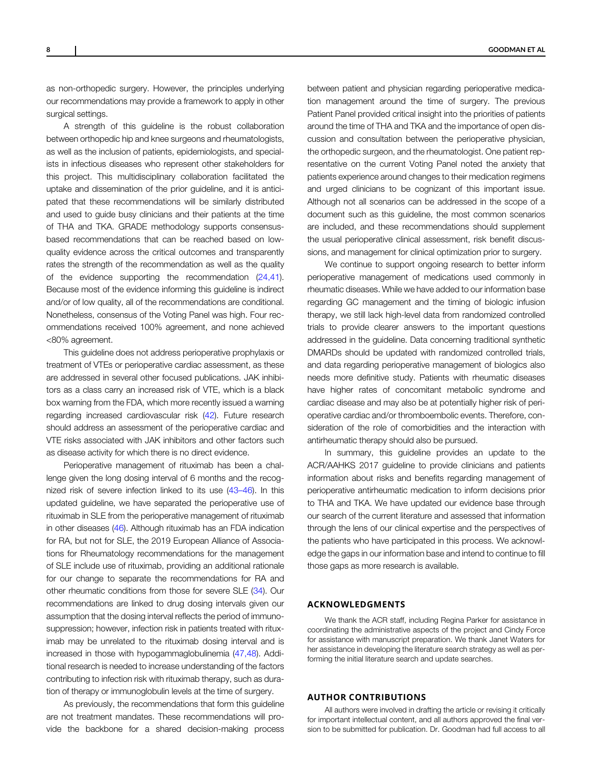as non-orthopedic surgery. However, the principles underlying our recommendations may provide a framework to apply in other surgical settings.

A strength of this guideline is the robust collaboration between orthopedic hip and knee surgeons and rheumatologists, as well as the inclusion of patients, epidemiologists, and specialists in infectious diseases who represent other stakeholders for this project. This multidisciplinary collaboration facilitated the uptake and dissemination of the prior guideline, and it is anticipated that these recommendations will be similarly distributed and used to guide busy clinicians and their patients at the time of THA and TKA. GRADE methodology supports consensus-based recommendations that can be reached based on low-quality evidence across the critical outcomes and transparently rates the strength of the recommendation as well as the quality of the evidence supporting the recommendation (24,41). Because most of the evidence informing this guideline is indirect and/or of low quality, all of the recommendations are conditional. Nonetheless, consensus of the Voting Panel was high. Four recommendations received 100% agreement, and none achieved <80% agreement.

This guideline does not address perioperative prophylaxis or treatment of VTEs or perioperative cardiac assessment, as these are addressed in several other focused publications. JAK inhibitors as a class carry an increased risk of VTE, which is a black box warning from the FDA, which more recently issued a warning regarding increased cardiovascular risk (42). Future research should address an assessment of the perioperative cardiac and VTE risks associated with JAK inhibitors and other factors such as disease activity for which there is no direct evidence.

Perioperative management of rituximab has been a challenge given the long dosing interval of 6 months and the recognized risk of severe infection linked to its use (43–46). In this updated guideline, we have separated the perioperative use of rituximab in SLE from the perioperative management of rituximab in other diseases (46). Although rituximab has an FDA indication for RA, but not for SLE, the 2019 European Alliance of Associations for Rheumatology recommendations for the management of SLE include use of rituximab, providing an additional rationale for our change to separate the recommendations for RA and other rheumatic conditions from those for severe SLE (34). Our recommendations are linked to drug dosing intervals given our assumption that the dosing interval reflects the period of immunosuppression; however, infection risk in patients treated with rituximab may be unrelated to the rituximab dosing interval and is increased in those with hypogammaglobulinemia (47,48). Additional research is needed to increase understanding of the factors contributing to infection risk with rituximab therapy, such as duration of therapy or immunoglobulin levels at the time of surgery.

As previously, the recommendations that form this guideline are not treatment mandates. These recommendations will provide the backbone for a shared decision-making process between patient and physician regarding perioperative medication management around the time of surgery. The previous Patient Panel provided critical insight into the priorities of patients around the time of THA and TKA and the importance of open discussion and consultation between the perioperative physician, the orthopedic surgeon, and the rheumatologist. One patient representative on the current Voting Panel noted the anxiety that patients experience around changes to their medication regimens and urged clinicians to be cognizant of this important issue. Although not all scenarios can be addressed in the scope of a document such as this guideline, the most common scenarios are included, and these recommendations should supplement the usual perioperative clinical assessment, risk benefit discussions, and management for clinical optimization prior to surgery.

We continue to support ongoing research to better inform perioperative management of medications used commonly in rheumatic diseases. While we have added to our information base regarding GC management and the timing of biologic infusion therapy, we still lack high-level data from randomized controlled trials to provide clearer answers to the important questions addressed in the guideline. Data concerning traditional synthetic DMARDs should be updated with randomized controlled trials, and data regarding perioperative management of biologics also needs more definitive study. Patients with rheumatic diseases have higher rates of concomitant metabolic syndrome and cardiac disease and may also be at potentially higher risk of perioperative cardiac and/or thromboembolic events. Therefore, consideration of the role of comorbidities and the interaction with antirheumatic therapy should also be pursued.

In summary, this guideline provides an update to the ACR/AAHKS 2017 guideline to provide clinicians and patients information about risks and benefits regarding management of perioperative antirheumatic medication to inform decisions prior to THA and TKA. We have updated our evidence base through our search of the current literature and assessed that information through the lens of our clinical expertise and the perspectives of the patients who have participated in this process. We acknowledge the gaps in our information base and intend to continue to fill those gaps as more research is available.

## ACKNOWLEDGMENTS

We thank the ACR staff, including Regina Parker for assistance in coordinating the administrative aspects of the project and Cindy Force for assistance with manuscript preparation. We thank Janet Waters for her assistance in developing the literature search strategy as well as performing the initial literature search and update searches.

## AUTHOR CONTRIBUTIONS

All authors were involved in drafting the article or revising it critically for important intellectual content, and all authors approved the final version to be submitted for publication. Dr. Goodman had full access to all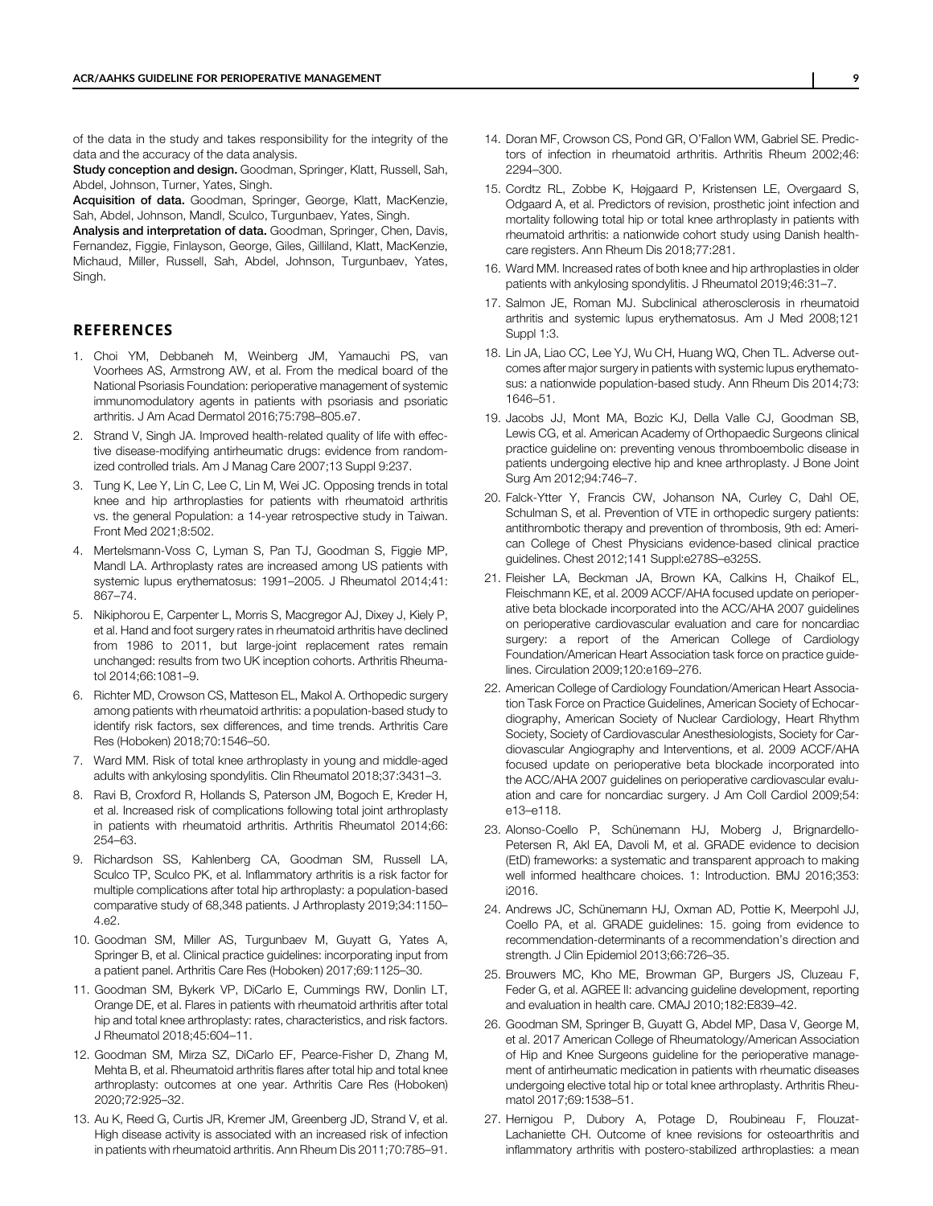of the data in the study and takes responsibility for the integrity of the data and the accuracy of the data analysis.

**Study conception and design.** Goodman, Springer, Klatt, Russell, Sah, Abdel, Johnson, Turner, Yates, Singh.

**Acquisition of data.** Goodman, Springer, George, Klatt, MacKenzie, Sah, Abdel, Johnson, Mandl, Sculco, Turgunbaev, Yates, Singh.

**Analysis and interpretation of data.** Goodman, Springer, Chen, Davis, Fernandez, Figgie, Finlayson, George, Giles, Gilliland, Klatt, MacKenzie, Michaud, Miller, Russell, Sah, Abdel, Johnson, Turgunbaev, Yates, Singh.

## REFERENCES

1. Choi YM, Debbaneh M, Weinberg JM, Yamauchi PS, van Voorhees AS, Armstrong AW, et al. From the medical board of the National Psoriasis Foundation: perioperative management of systemic immunomodulatory agents in patients with psoriasis and psoriatic arthritis. J Am Acad Dermatol 2016;75:798–805.e7.
2. Strand V, Singh JA. Improved health-related quality of life with effective disease-modifying antirheumatic drugs: evidence from randomized controlled trials. Am J Manag Care 2007;13 Suppl 9:237.
3. Tung K, Lee Y, Lin C, Lee C, Lin M, Wei JC. Opposing trends in total knee and hip arthroplasties for patients with rheumatoid arthritis vs. the general Population: a 14-year retrospective study in Taiwan. Front Med 2021;8:502.
4. Mertelsmann-Voss C, Lyman S, Pan TJ, Goodman S, Figgie MP, Mandl LA. Arthroplasty rates are increased among US patients with systemic lupus erythematosus: 1991–2005. J Rheumatol 2014;41: 867–74.
5. Nikiphorou E, Carpenter L, Morris S, Macgregor AJ, Dixey J, Kiely P, et al. Hand and foot surgery rates in rheumatoid arthritis have declined from 1986 to 2011, but large-joint replacement rates remain unchanged: results from two UK inception cohorts. Arthritis Rheumatol 2014;66:1081–9.
6. Richter MD, Crowson CS, Matteson EL, Makol A. Orthopedic surgery among patients with rheumatoid arthritis: a population-based study to identify risk factors, sex differences, and time trends. Arthritis Care Res (Hoboken) 2018;70:1546–50.
7. Ward MM. Risk of total knee arthroplasty in young and middle-aged adults with ankylosing spondylitis. Clin Rheumatol 2018;37:3431–3.
8. Ravi B, Croxford R, Hollands S, Paterson JM, Bogoch E, Kreder H, et al. Increased risk of complications following total joint arthroplasty in patients with rheumatoid arthritis. Arthritis Rheumatol 2014;66: 254–63.
9. Richardson SS, Kahlenberg CA, Goodman SM, Russell LA, Sculco TP, Sculco PK, et al. Inflammatory arthritis is a risk factor for multiple complications after total hip arthroplasty: a population-based comparative study of 68,348 patients. J Arthroplasty 2019;34:1150–4.e2.
10. Goodman SM, Miller AS, Turgunbaev M, Guyatt G, Yates A, Springer B, et al. Clinical practice guidelines: incorporating input from a patient panel. Arthritis Care Res (Hoboken) 2017;69:1125–30.
11. Goodman SM, Bykerk VP, DiCarlo E, Cummings RW, Donlin LT, Orange DE, et al. Flares in patients with rheumatoid arthritis after total hip and total knee arthroplasty: rates, characteristics, and risk factors. J Rheumatol 2018;45:604–11.
12. Goodman SM, Mirza SZ, DiCarlo EF, Pearce-Fisher D, Zhang M, Mehta B, et al. Rheumatoid arthritis flares after total hip and total knee arthroplasty: outcomes at one year. Arthritis Care Res (Hoboken) 2020;72:925–32.
13. Au K, Reed G, Curtis JR, Kremer JM, Greenberg JD, Strand V, et al. High disease activity is associated with an increased risk of infection in patients with rheumatoid arthritis. Ann Rheum Dis 2011;70:785–91.
14. Doran MF, Crowson CS, Pond GR, O'Fallon WM, Gabriel SE. Predictors of infection in rheumatoid arthritis. Arthritis Rheum 2002;46: 2294–300.
15. Cordtz RL, Zobbe K, Højgaard P, Kristensen LE, Overgaard S, Odgaard A, et al. Predictors of revision, prosthetic joint infection and mortality following total hip or total knee arthroplasty in patients with rheumatoid arthritis: a nationwide cohort study using Danish healthcare registers. Ann Rheum Dis 2018;77:281.
16. Ward MM. Increased rates of both knee and hip arthroplasties in older patients with ankylosing spondylitis. J Rheumatol 2019;46:31–7.
17. Salmon JE, Roman MJ. Subclinical atherosclerosis in rheumatoid arthritis and systemic lupus erythematosus. Am J Med 2008;121 Suppl 1:3.
18. Lin JA, Liao CC, Lee YJ, Wu CH, Huang WQ, Chen TL. Adverse outcomes after major surgery in patients with systemic lupus erythematosus: a nationwide population-based study. Ann Rheum Dis 2014;73: 1646–51.
19. Jacobs JJ, Mont MA, Bozic KJ, Della Valle CJ, Goodman SB, Lewis CG, et al. American Academy of Orthopaedic Surgeons clinical practice guideline on: preventing venous thromboembolic disease in patients undergoing elective hip and knee arthroplasty. J Bone Joint Surg Am 2012;94:746–7.
20. Falck-Ytter Y, Francis CW, Johanson NA, Curley C, Dahl OE, Schulman S, et al. Prevention of VTE in orthopedic surgery patients: antithrombotic therapy and prevention of thrombosis, 9th ed: American College of Chest Physicians evidence-based clinical practice guidelines. Chest 2012;141 Suppl:e278S–e325S.
21. Fleisher LA, Beckman JA, Brown KA, Calkins H, Chaikof EL, Fleischmann KE, et al. 2009 ACCF/AHA focused update on perioperative beta blockade incorporated into the ACC/AHA 2007 guidelines on perioperative cardiovascular evaluation and care for noncardiac surgery: a report of the American College of Cardiology Foundation/American Heart Association task force on practice guidelines. Circulation 2009;120:e169–276.
22. American College of Cardiology Foundation/American Heart Association Task Force on Practice Guidelines, American Society of Echocardiography, American Society of Nuclear Cardiology, Heart Rhythm Society, Society of Cardiovascular Anesthesiologists, Society for Cardiovascular Angiography and Interventions, et al. 2009 ACCF/AHA focused update on perioperative beta blockade incorporated into the ACC/AHA 2007 guidelines on perioperative cardiovascular evaluation and care for noncardiac surgery. J Am Coll Cardiol 2009;54: e13–e118.
23. Alonso-Coello P, Schünemann HJ, Moberg J, Brignardello-Petersen R, Akl EA, Davoli M, et al. GRADE evidence to decision (EtD) frameworks: a systematic and transparent approach to making well informed healthcare choices. 1: Introduction. BMJ 2016;353: i2016.
24. Andrews JC, Schünemann HJ, Oxman AD, Pottie K, Meerpohl JJ, Coello PA, et al. GRADE guidelines: 15. going from evidence to recommendation-determinants of a recommendation's direction and strength. J Clin Epidemiol 2013;66:726–35.
25. Brouwers MC, Kho ME, Browman GP, Burgers JS, Cluzeau F, Feder G, et al. AGREE II: advancing guideline development, reporting and evaluation in health care. CMAJ 2010;182:E839–42.
26. Goodman SM, Springer B, Guyatt G, Abdel MP, Dasa V, George M, et al. 2017 American College of Rheumatology/American Association of Hip and Knee Surgeons guideline for the perioperative management of antirheumatic medication in patients with rheumatic diseases undergoing elective total hip or total knee arthroplasty. Arthritis Rheumatol 2017;69:1538–51.
27. Hernigou P, Dubory A, Potage D, Roubineau F, Flouzat-Lachaniette CH. Outcome of knee revisions for osteoarthritis and inflammatory arthritis with postero-stabilized arthroplasties: a mean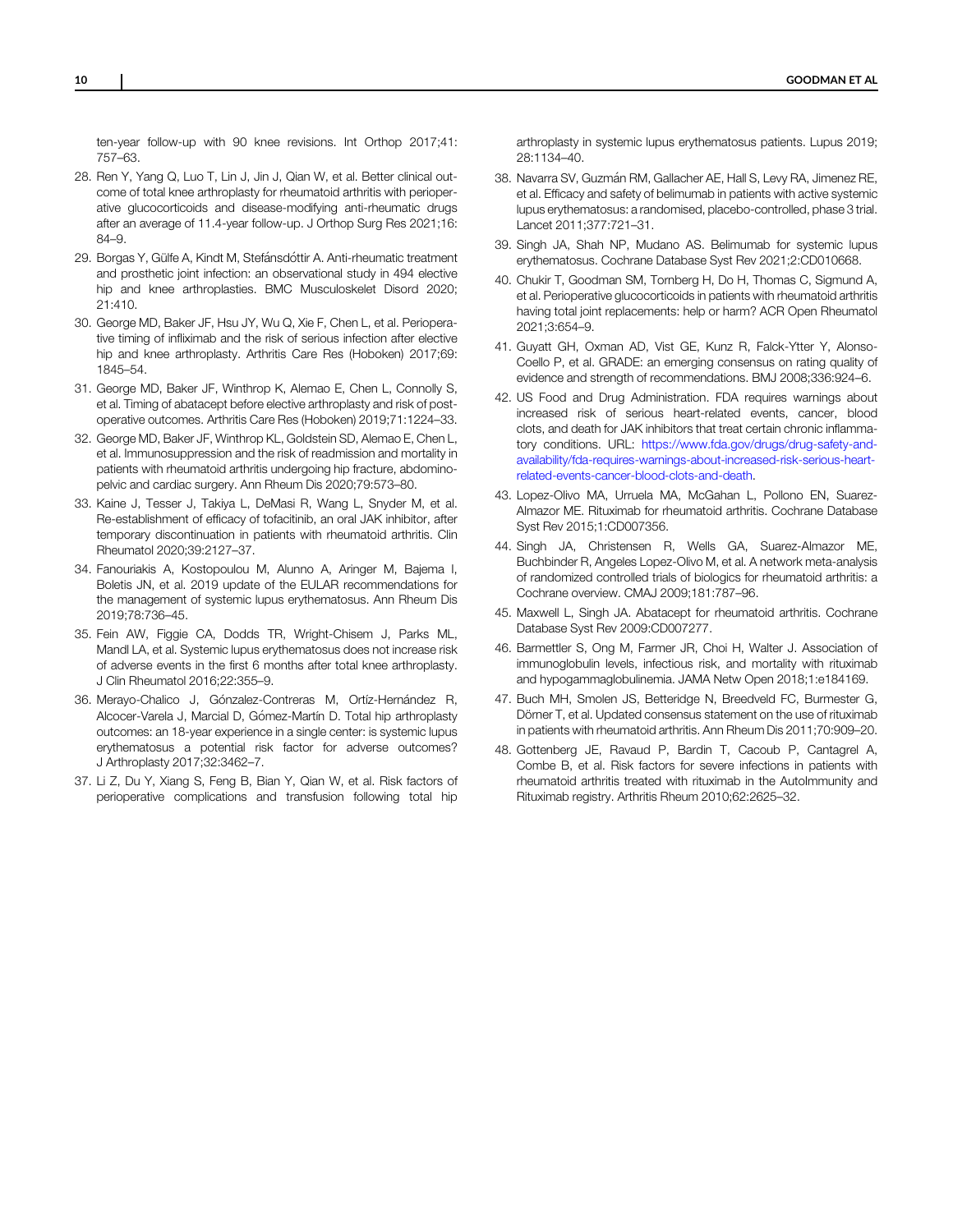ten-year follow-up with 90 knee revisions. Int Orthop 2017;41: 757–63.

28. Ren Y, Yang Q, Luo T, Lin J, Jin J, Qian W, et al. Better clinical outcome of total knee arthroplasty for rheumatoid arthritis with perioperative glucocorticoids and disease-modifying anti-rheumatic drugs after an average of 11.4-year follow-up. J Orthop Surg Res 2021;16: 84–9.
29. Borgas Y, Gülfe A, Kindt M, Stefánsdóttir A. Anti-rheumatic treatment and prosthetic joint infection: an observational study in 494 elective hip and knee arthroplasties. BMC Musculoskelet Disord 2020; 21:410.
30. George MD, Baker JF, Hsu JY, Wu Q, Xie F, Chen L, et al. Perioperative timing of infliximab and the risk of serious infection after elective hip and knee arthroplasty. Arthritis Care Res (Hoboken) 2017;69: 1845–54.
31. George MD, Baker JF, Winthrop K, Alemao E, Chen L, Connolly S, et al. Timing of abatacept before elective arthroplasty and risk of postoperative outcomes. Arthritis Care Res (Hoboken) 2019;71:1224–33.
32. George MD, Baker JF, Winthrop KL, Goldstein SD, Alemao E, Chen L, et al. Immunosuppression and the risk of readmission and mortality in patients with rheumatoid arthritis undergoing hip fracture, abdominopelvic and cardiac surgery. Ann Rheum Dis 2020;79:573–80.
33. Kaine J, Tesser J, Takiya L, DeMasi R, Wang L, Snyder M, et al. Re-establishment of efficacy of tofacitinib, an oral JAK inhibitor, after temporary discontinuation in patients with rheumatoid arthritis. Clin Rheumatol 2020;39:2127–37.
34. Fanouriakis A, Kostopoulou M, Alunno A, Aringer M, Bajema I, Boletis JN, et al. 2019 update of the EULAR recommendations for the management of systemic lupus erythematosus. Ann Rheum Dis 2019;78:736–45.
35. Fein AW, Figgie CA, Dodds TR, Wright-Chisem J, Parks ML, Mandl LA, et al. Systemic lupus erythematosus does not increase risk of adverse events in the first 6 months after total knee arthroplasty. J Clin Rheumatol 2016;22:355–9.
36. Merayo-Chalico J, Gónzalez-Contreras M, Ortíz-Hernández R, Alcocer-Varela J, Marcial D, Gómez-Martín D. Total hip arthroplasty outcomes: an 18-year experience in a single center: is systemic lupus erythematosus a potential risk factor for adverse outcomes? J Arthroplasty 2017;32:3462–7.
37. Li Z, Du Y, Xiang S, Feng B, Bian Y, Qian W, et al. Risk factors of perioperative complications and transfusion following total hip arthroplasty in systemic lupus erythematosus patients. Lupus 2019; 28:1134–40.
38. Navarra SV, Guzmán RM, Gallacher AE, Hall S, Levy RA, Jimenez RE, et al. Efficacy and safety of belimumab in patients with active systemic lupus erythematosus: a randomised, placebo-controlled, phase 3 trial. Lancet 2011;377:721–31.
39. Singh JA, Shah NP, Mudano AS. Belimumab for systemic lupus erythematosus. Cochrane Database Syst Rev 2021;2:CD010668.
40. Chukir T, Goodman SM, Tornberg H, Do H, Thomas C, Sigmund A, et al. Perioperative glucocorticoids in patients with rheumatoid arthritis having total joint replacements: help or harm? ACR Open Rheumatol 2021;3:654–9.
41. Guyatt GH, Oxman AD, Vist GE, Kunz R, Falck-Ytter Y, Alonso-Coello P, et al. GRADE: an emerging consensus on rating quality of evidence and strength of recommendations. BMJ 2008;336:924–6.
42. US Food and Drug Administration. FDA requires warnings about increased risk of serious heart-related events, cancer, blood clots, and death for JAK inhibitors that treat certain chronic inflammatory conditions. URL: https://www.fda.gov/drugs/drug-safety-and-availability/fda-requires-warnings-about-increased-risk-serious-heart-related-events-cancer-blood-clots-and-death.
43. Lopez-Olivo MA, Urruela MA, McGahan L, Pollono EN, Suarez-Almazor ME. Rituximab for rheumatoid arthritis. Cochrane Database Syst Rev 2015;1:CD007356.
44. Singh JA, Christensen R, Wells GA, Suarez-Almazor ME, Buchbinder R, Angeles Lopez-Olivo M, et al. A network meta-analysis of randomized controlled trials of biologics for rheumatoid arthritis: a Cochrane overview. CMAJ 2009;181:787–96.
45. Maxwell L, Singh JA. Abatacept for rheumatoid arthritis. Cochrane Database Syst Rev 2009:CD007277.
46. Barmettler S, Ong M, Farmer JR, Choi H, Walter J. Association of immunoglobulin levels, infectious risk, and mortality with rituximab and hypogammaglobulinemia. JAMA Netw Open 2018;1:e184169.
47. Buch MH, Smolen JS, Betteridge N, Breedveld FC, Burmester G, Dörner T, et al. Updated consensus statement on the use of rituximab in patients with rheumatoid arthritis. Ann Rheum Dis 2011;70:909–20.
48. Gottenberg JE, Ravaud P, Bardin T, Cacoub P, Cantagrel A, Combe B, et al. Risk factors for severe infections in patients with rheumatoid arthritis treated with rituximab in the AutoImmunity and Rituximab registry. Arthritis Rheum 2010;62:2625–32.